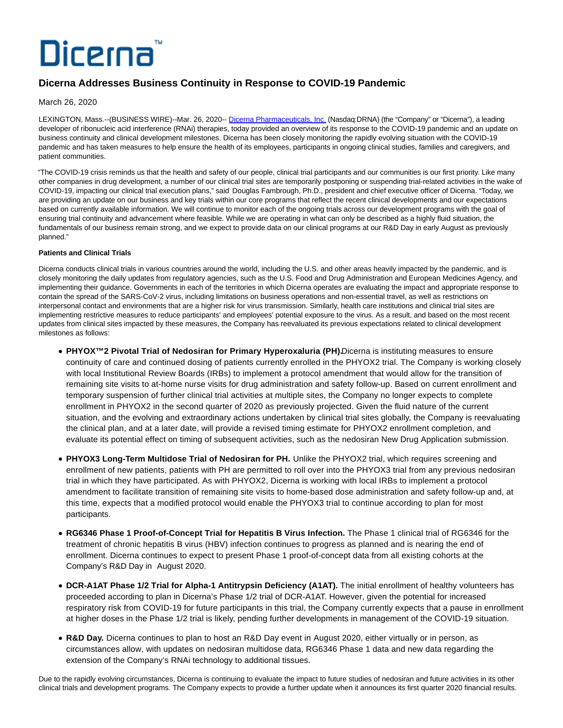Dicerna™

# Dicerna Addresses Business Continuity in Response to COVID-19 Pandemic

March 26, 2020

LEXINGTON, Mass.--(BUSINESS WIRE)--Mar. 26, 2020-- Dicerna Pharmaceuticals, Inc. (Nasdaq:DRNA) (the "Company" or "Dicerna"), a leading developer of ribonucleic acid interference (RNAi) therapies, today provided an overview of its response to the COVID-19 pandemic and an update on business continuity and clinical development milestones. Dicerna has been closely monitoring the rapidly evolving situation with the COVID-19 pandemic and has taken measures to help ensure the health of its employees, participants in ongoing clinical studies, families and caregivers, and patient communities.

"The COVID-19 crisis reminds us that the health and safety of our people, clinical trial participants and our communities is our first priority. Like many other companies in drug development, a number of our clinical trial sites are temporarily postponing or suspending trial-related activities in the wake of COVID-19, impacting our clinical trial execution plans," said Douglas Fambrough, Ph.D., president and chief executive officer of Dicerna. "Today, we are providing an update on our business and key trials within our core programs that reflect the recent clinical developments and our expectations based on currently available information. We will continue to monitor each of the ongoing trials across our development programs with the goal of ensuring trial continuity and advancement where feasible. While we are operating in what can only be described as a highly fluid situation, the fundamentals of our business remain strong, and we expect to provide data on our clinical programs at our R&D Day in early August as previously planned."

**Patients and Clinical Trials**

Dicerna conducts clinical trials in various countries around the world, including the U.S. and other areas heavily impacted by the pandemic, and is closely monitoring the daily updates from regulatory agencies, such as the U.S. Food and Drug Administration and European Medicines Agency, and implementing their guidance. Governments in each of the territories in which Dicerna operates are evaluating the impact and appropriate response to contain the spread of the SARS-CoV-2 virus, including limitations on business operations and non-essential travel, as well as restrictions on interpersonal contact and environments that are a higher risk for virus transmission. Similarly, health care institutions and clinical trial sites are implementing restrictive measures to reduce participants' and employees' potential exposure to the virus. As a result, and based on the most recent updates from clinical sites impacted by these measures, the Company has reevaluated its previous expectations related to clinical development milestones as follows:

- **PHYOX™2 Pivotal Trial of Nedosiran for Primary Hyperoxaluria (PH).** Dicerna is instituting measures to ensure continuity of care and continued dosing of patients currently enrolled in the PHYOX2 trial. The Company is working closely with local Institutional Review Boards (IRBs) to implement a protocol amendment that would allow for the transition of remaining site visits to at-home nurse visits for drug administration and safety follow-up. Based on current enrollment and temporary suspension of further clinical trial activities at multiple sites, the Company no longer expects to complete enrollment in PHYOX2 in the second quarter of 2020 as previously projected. Given the fluid nature of the current situation, and the evolving and extraordinary actions undertaken by clinical trial sites globally, the Company is reevaluating the clinical plan, and at a later date, will provide a revised timing estimate for PHYOX2 enrollment completion, and evaluate its potential effect on timing of subsequent activities, such as the nedosiran New Drug Application submission.
- **PHYOX3 Long-Term Multidose Trial of Nedosiran for PH.** Unlike the PHYOX2 trial, which requires screening and enrollment of new patients, patients with PH are permitted to roll over into the PHYOX3 trial from any previous nedosiran trial in which they have participated. As with PHYOX2, Dicerna is working with local IRBs to implement a protocol amendment to facilitate transition of remaining site visits to home-based dose administration and safety follow-up and, at this time, expects that a modified protocol would enable the PHYOX3 trial to continue according to plan for most participants.
- **RG6346 Phase 1 Proof-of-Concept Trial for Hepatitis B Virus Infection.** The Phase 1 clinical trial of RG6346 for the treatment of chronic hepatitis B virus (HBV) infection continues to progress as planned and is nearing the end of enrollment. Dicerna continues to expect to present Phase 1 proof-of-concept data from all existing cohorts at the Company's R&D Day in August 2020.
- **DCR-A1AT Phase 1/2 Trial for Alpha-1 Antitrypsin Deficiency (A1AT).** The initial enrollment of healthy volunteers has proceeded according to plan in Dicerna's Phase 1/2 trial of DCR-A1AT. However, given the potential for increased respiratory risk from COVID-19 for future participants in this trial, the Company currently expects that a pause in enrollment at higher doses in the Phase 1/2 trial is likely, pending further developments in management of the COVID-19 situation.
- **R&D Day.** Dicerna continues to plan to host an R&D Day event in August 2020, either virtually or in person, as circumstances allow, with updates on nedosiran multidose data, RG6346 Phase 1 data and new data regarding the extension of the Company's RNAi technology to additional tissues.

Due to the rapidly evolving circumstances, Dicerna is continuing to evaluate the impact to future studies of nedosiran and future activities in its other clinical trials and development programs. The Company expects to provide a further update when it announces its first quarter 2020 financial results.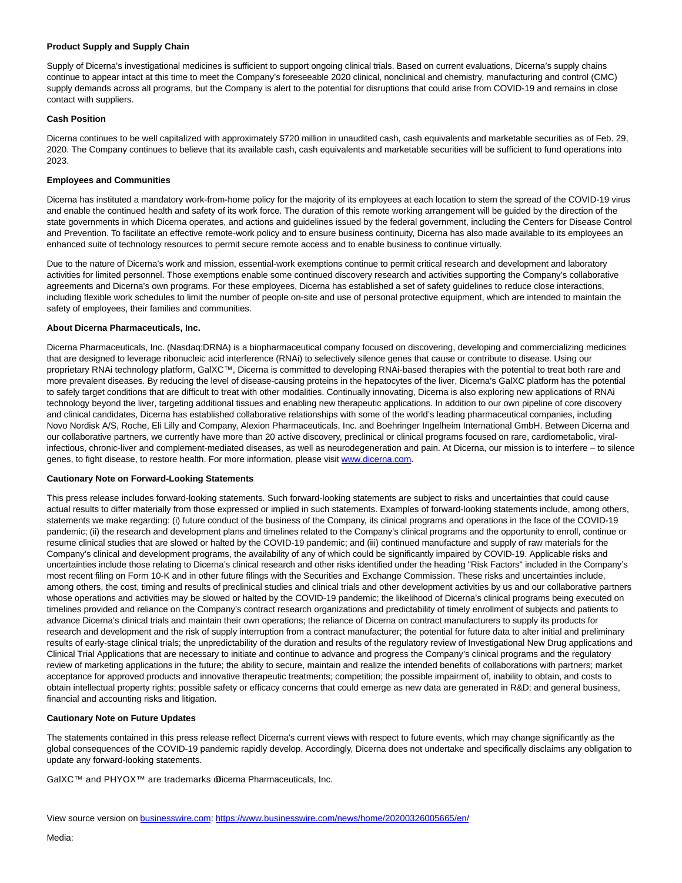**Product Supply and Supply Chain**

Supply of Dicerna's investigational medicines is sufficient to support ongoing clinical trials. Based on current evaluations, Dicerna's supply chains continue to appear intact at this time to meet the Company's foreseeable 2020 clinical, nonclinical and chemistry, manufacturing and control (CMC) supply demands across all programs, but the Company is alert to the potential for disruptions that could arise from COVID-19 and remains in close contact with suppliers.

**Cash Position**

Dicerna continues to be well capitalized with approximately $720 million in unaudited cash, cash equivalents and marketable securities as of Feb. 29, 2020. The Company continues to believe that its available cash, cash equivalents and marketable securities will be sufficient to fund operations into 2023.

**Employees and Communities**

Dicerna has instituted a mandatory work-from-home policy for the majority of its employees at each location to stem the spread of the COVID-19 virus and enable the continued health and safety of its work force. The duration of this remote working arrangement will be guided by the direction of the state governments in which Dicerna operates, and actions and guidelines issued by the federal government, including the Centers for Disease Control and Prevention. To facilitate an effective remote-work policy and to ensure business continuity, Dicerna has also made available to its employees an enhanced suite of technology resources to permit secure remote access and to enable business to continue virtually.

Due to the nature of Dicerna's work and mission, essential-work exemptions continue to permit critical research and development and laboratory activities for limited personnel. Those exemptions enable some continued discovery research and activities supporting the Company's collaborative agreements and Dicerna's own programs. For these employees, Dicerna has established a set of safety guidelines to reduce close interactions, including flexible work schedules to limit the number of people on-site and use of personal protective equipment, which are intended to maintain the safety of employees, their families and communities.

**About Dicerna Pharmaceuticals, Inc.**

Dicerna Pharmaceuticals, Inc. (Nasdaq:DRNA) is a biopharmaceutical company focused on discovering, developing and commercializing medicines that are designed to leverage ribonucleic acid interference (RNAi) to selectively silence genes that cause or contribute to disease. Using our proprietary RNAi technology platform, GalXC™, Dicerna is committed to developing RNAi-based therapies with the potential to treat both rare and more prevalent diseases. By reducing the level of disease-causing proteins in the hepatocytes of the liver, Dicerna's GalXC platform has the potential to safely target conditions that are difficult to treat with other modalities. Continually innovating, Dicerna is also exploring new applications of RNAi technology beyond the liver, targeting additional tissues and enabling new therapeutic applications. In addition to our own pipeline of core discovery and clinical candidates, Dicerna has established collaborative relationships with some of the world's leading pharmaceutical companies, including Novo Nordisk A/S, Roche, Eli Lilly and Company, Alexion Pharmaceuticals, Inc. and Boehringer Ingelheim International GmbH. Between Dicerna and our collaborative partners, we currently have more than 20 active discovery, preclinical or clinical programs focused on rare, cardiometabolic, viral-infectious, chronic-liver and complement-mediated diseases, as well as neurodegeneration and pain. At Dicerna, our mission is to interfere – to silence genes, to fight disease, to restore health. For more information, please visit www.dicerna.com.

**Cautionary Note on Forward-Looking Statements**

This press release includes forward-looking statements. Such forward-looking statements are subject to risks and uncertainties that could cause actual results to differ materially from those expressed or implied in such statements. Examples of forward-looking statements include, among others, statements we make regarding: (i) future conduct of the business of the Company, its clinical programs and operations in the face of the COVID-19 pandemic; (ii) the research and development plans and timelines related to the Company's clinical programs and the opportunity to enroll, continue or resume clinical studies that are slowed or halted by the COVID-19 pandemic; and (iii) continued manufacture and supply of raw materials for the Company's clinical and development programs, the availability of any of which could be significantly impaired by COVID-19. Applicable risks and uncertainties include those relating to Dicerna's clinical research and other risks identified under the heading "Risk Factors" included in the Company's most recent filing on Form 10-K and in other future filings with the Securities and Exchange Commission. These risks and uncertainties include, among others, the cost, timing and results of preclinical studies and clinical trials and other development activities by us and our collaborative partners whose operations and activities may be slowed or halted by the COVID-19 pandemic; the likelihood of Dicerna's clinical programs being executed on timelines provided and reliance on the Company's contract research organizations and predictability of timely enrollment of subjects and patients to advance Dicerna's clinical trials and maintain their own operations; the reliance of Dicerna on contract manufacturers to supply its products for research and development and the risk of supply interruption from a contract manufacturer; the potential for future data to alter initial and preliminary results of early-stage clinical trials; the unpredictability of the duration and results of the regulatory review of Investigational New Drug applications and Clinical Trial Applications that are necessary to initiate and continue to advance and progress the Company's clinical programs and the regulatory review of marketing applications in the future; the ability to secure, maintain and realize the intended benefits of collaborations with partners; market acceptance for approved products and innovative therapeutic treatments; competition; the possible impairment of, inability to obtain, and costs to obtain intellectual property rights; possible safety or efficacy concerns that could emerge as new data are generated in R&D; and general business, financial and accounting risks and litigation.

**Cautionary Note on Future Updates**

The statements contained in this press release reflect Dicerna's current views with respect to future events, which may change significantly as the global consequences of the COVID-19 pandemic rapidly develop. Accordingly, Dicerna does not undertake and specifically disclaims any obligation to update any forward-looking statements.

GalXC™ and PHYOX™ are trademarks of Dicerna Pharmaceuticals, Inc.

View source version on businesswire.com: https://www.businesswire.com/news/home/20200326005665/en/

Media: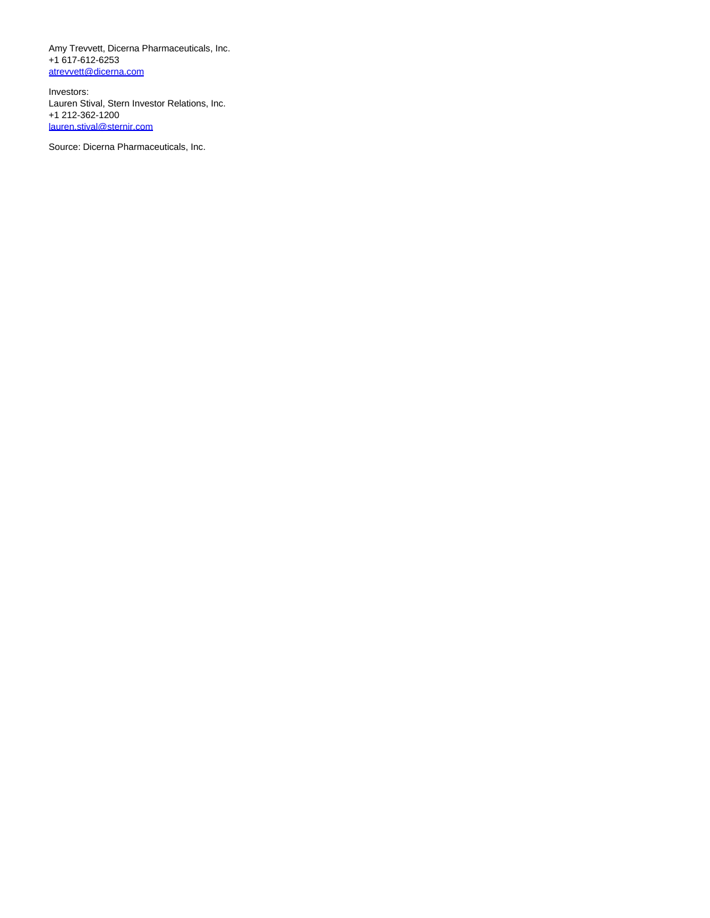Amy Trevvett, Dicerna Pharmaceuticals, Inc.
+1 617-612-6253
atrevvett@dicerna.com

Investors:
Lauren Stival, Stern Investor Relations, Inc.
+1 212-362-1200
lauren.stival@sternir.com

Source: Dicerna Pharmaceuticals, Inc.